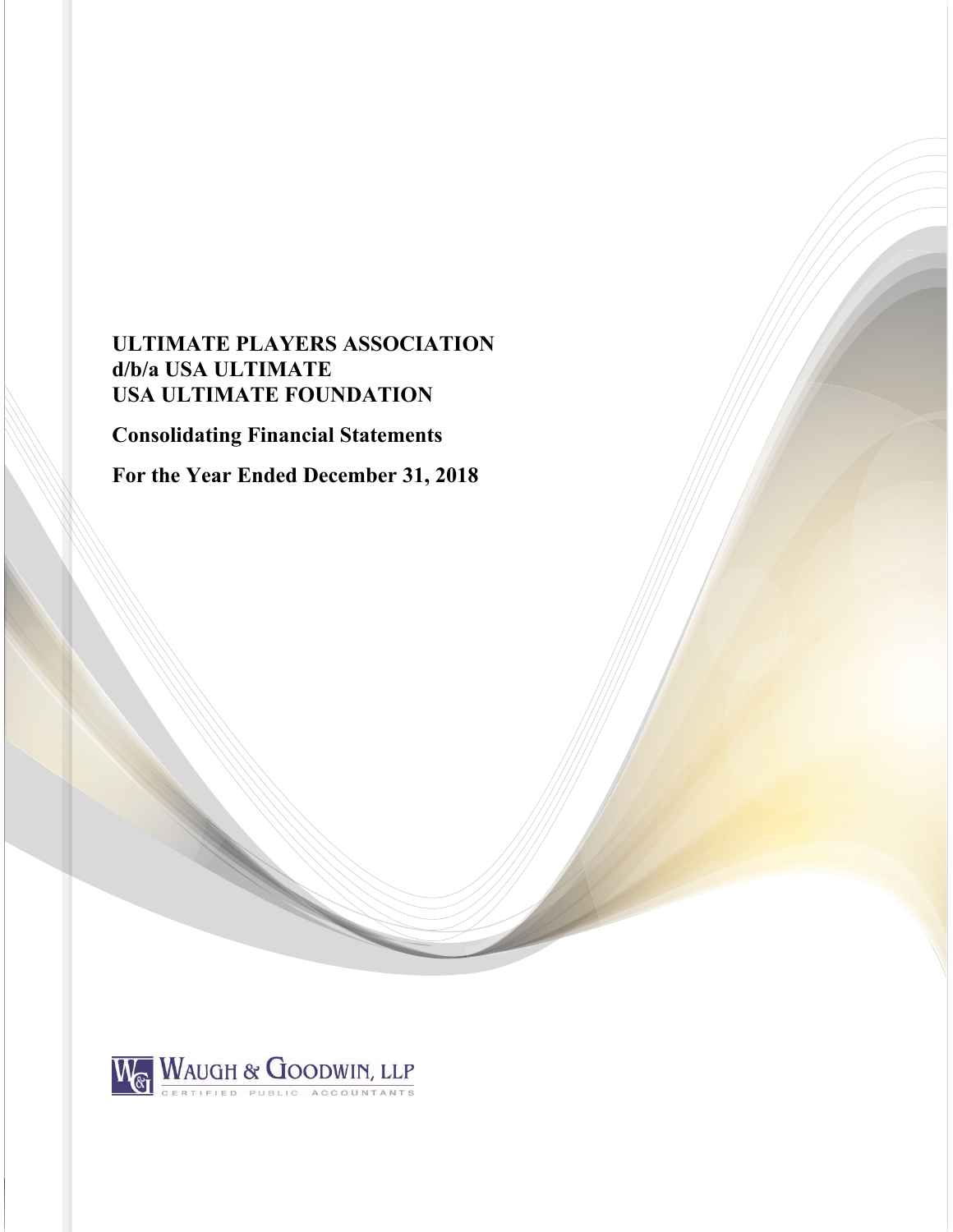# ULTIMATE PLAYERS ASSOCIATION
# d/b/a USA ULTIMATE
# USA ULTIMATE FOUNDATION

## Consolidating Financial Statements

## For the Year Ended December 31, 2018

WAUGH & GOODWIN, LLP

CERTIFIED PUBLIC ACCOUNTANTS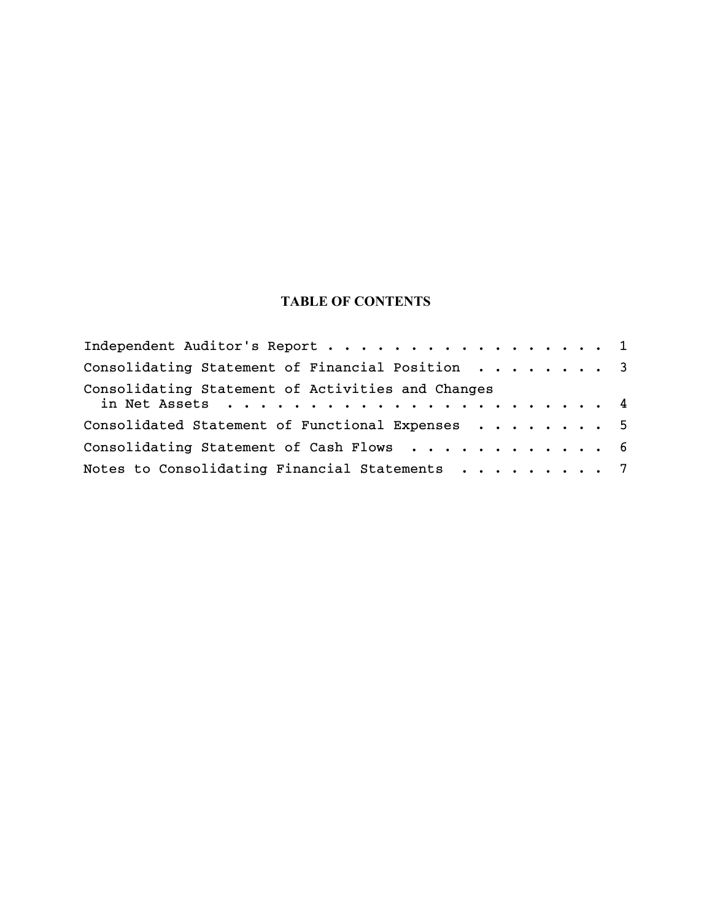# TABLE OF CONTENTS

| | |
|---|---|
| Independent Auditor's Report | 1 |
| Consolidating Statement of Financial Position | 3 |
| Consolidating Statement of Activities and Changes in Net Assets | 4 |
| Consolidated Statement of Functional Expenses | 5 |
| Consolidating Statement of Cash Flows | 6 |
| Notes to Consolidating Financial Statements | 7 |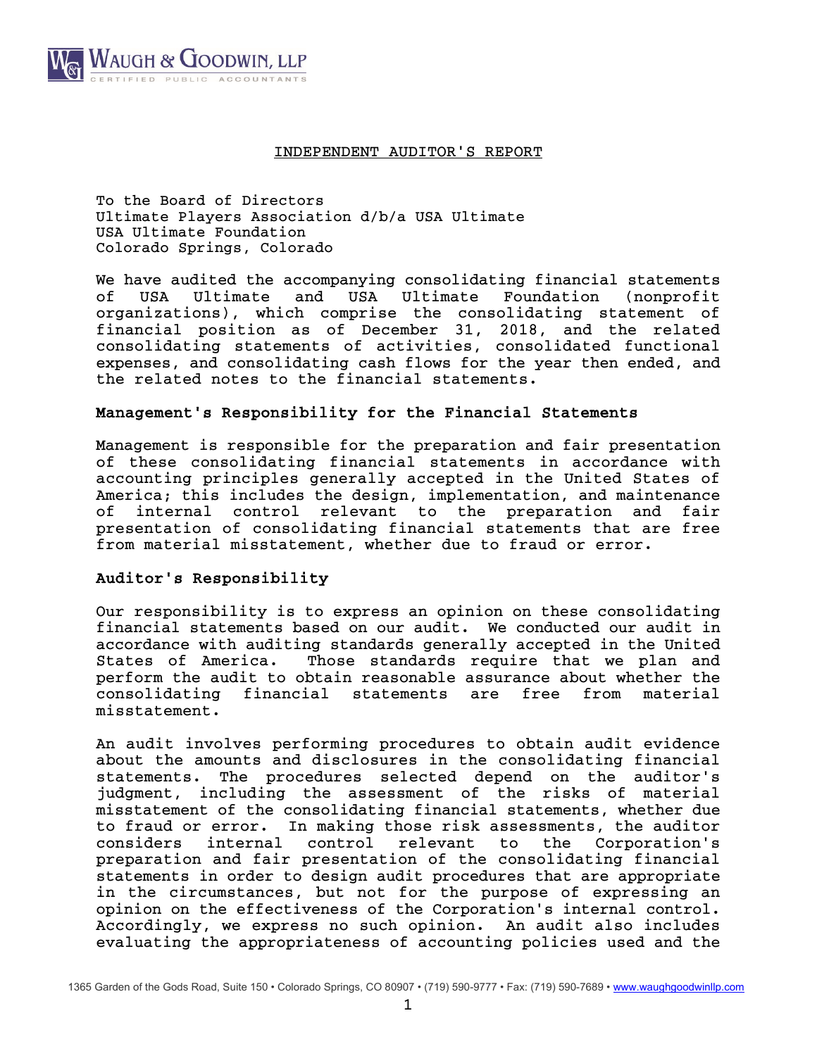## INDEPENDENT AUDITOR'S REPORT

To the Board of Directors
Ultimate Players Association d/b/a USA Ultimate
USA Ultimate Foundation
Colorado Springs, Colorado

We have audited the accompanying consolidating financial statements of USA Ultimate and USA Ultimate Foundation (nonprofit organizations), which comprise the consolidating statement of financial position as of December 31, 2018, and the related consolidating statements of activities, consolidated functional expenses, and consolidating cash flows for the year then ended, and the related notes to the financial statements.

### Management's Responsibility for the Financial Statements

Management is responsible for the preparation and fair presentation of these consolidating financial statements in accordance with accounting principles generally accepted in the United States of America; this includes the design, implementation, and maintenance of internal control relevant to the preparation and fair presentation of consolidating financial statements that are free from material misstatement, whether due to fraud or error.

### Auditor's Responsibility

Our responsibility is to express an opinion on these consolidating financial statements based on our audit. We conducted our audit in accordance with auditing standards generally accepted in the United States of America. Those standards require that we plan and perform the audit to obtain reasonable assurance about whether the consolidating financial statements are free from material misstatement.

An audit involves performing procedures to obtain audit evidence about the amounts and disclosures in the consolidating financial statements. The procedures selected depend on the auditor's judgment, including the assessment of the risks of material misstatement of the consolidating financial statements, whether due to fraud or error. In making those risk assessments, the auditor considers internal control relevant to the Corporation's preparation and fair presentation of the consolidating financial statements in order to design audit procedures that are appropriate in the circumstances, but not for the purpose of expressing an opinion on the effectiveness of the Corporation's internal control. Accordingly, we express no such opinion. An audit also includes evaluating the appropriateness of accounting policies used and the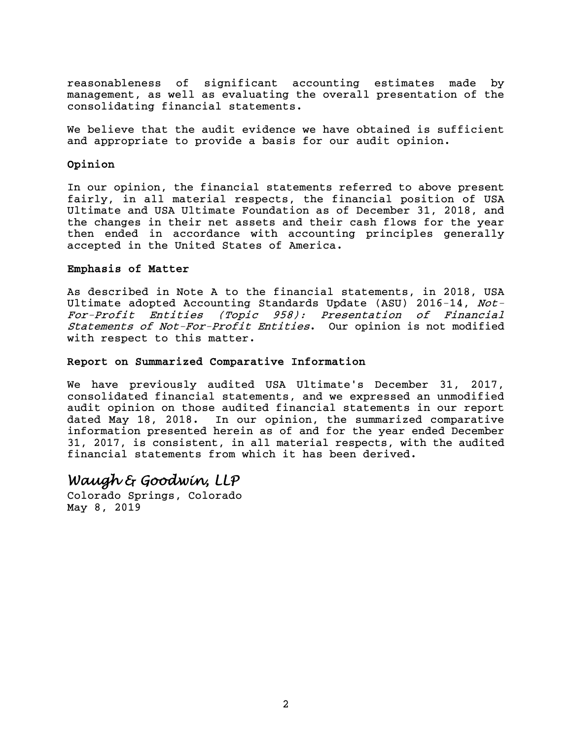reasonableness of significant accounting estimates made by management, as well as evaluating the overall presentation of the consolidating financial statements.

We believe that the audit evidence we have obtained is sufficient and appropriate to provide a basis for our audit opinion.

**Opinion**

In our opinion, the financial statements referred to above present fairly, in all material respects, the financial position of USA Ultimate and USA Ultimate Foundation as of December 31, 2018, and the changes in their net assets and their cash flows for the year then ended in accordance with accounting principles generally accepted in the United States of America.

**Emphasis of Matter**

As described in Note A to the financial statements, in 2018, USA Ultimate adopted Accounting Standards Update (ASU) 2016-14, *Not-For-Profit Entities (Topic 958): Presentation of Financial Statements of Not-For-Profit Entities*. Our opinion is not modified with respect to this matter.

**Report on Summarized Comparative Information**

We have previously audited USA Ultimate's December 31, 2017, consolidated financial statements, and we expressed an unmodified audit opinion on those audited financial statements in our report dated May 18, 2018. In our opinion, the summarized comparative information presented herein as of and for the year ended December 31, 2017, is consistent, in all material respects, with the audited financial statements from which it has been derived.

*Waugh & Goodwin, LLP*

Colorado Springs, Colorado
May 8, 2019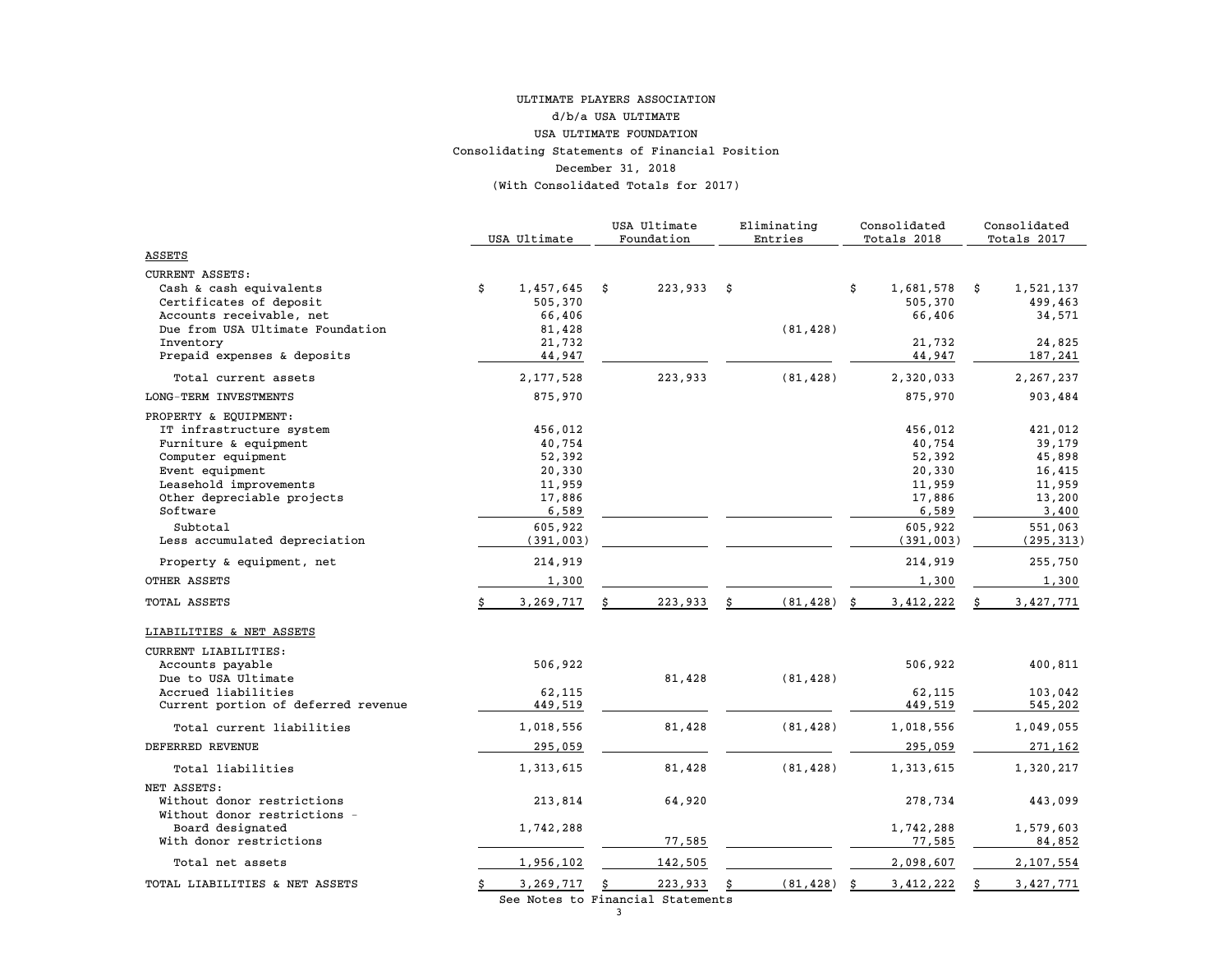# ULTIMATE PLAYERS ASSOCIATION

## d/b/a USA ULTIMATE

## USA ULTIMATE FOUNDATION

### Consolidating Statements of Financial Position

### December 31, 2018

### (With Consolidated Totals for 2017)

| | USA Ultimate | USA Ultimate Foundation | Eliminating Entries | Consolidated Totals 2018 | Consolidated Totals 2017 |
|---|---|---|---|---|---|
| ASSETS | | | | | |
| CURRENT ASSETS: | | | | | |
| Cash & cash equivalents | $ 1,457,645 | $ 223,933 | $ | $ 1,681,578 | $ 1,521,137 |
| Certificates of deposit | 505,370 | | | 505,370 | 499,463 |
| Accounts receivable, net | 66,406 | | | 66,406 | 34,571 |
| Due from USA Ultimate Foundation | 81,428 | | (81,428) | | |
| Inventory | 21,732 | | | 21,732 | 24,825 |
| Prepaid expenses & deposits | 44,947 | | | 44,947 | 187,241 |
| Total current assets | 2,177,528 | 223,933 | (81,428) | 2,320,033 | 2,267,237 |
| LONG-TERM INVESTMENTS | 875,970 | | | 875,970 | 903,484 |
| PROPERTY & EQUIPMENT: | | | | | |
| IT infrastructure system | 456,012 | | | 456,012 | 421,012 |
| Furniture & equipment | 40,754 | | | 40,754 | 39,179 |
| Computer equipment | 52,392 | | | 52,392 | 45,898 |
| Event equipment | 20,330 | | | 20,330 | 16,415 |
| Leasehold improvements | 11,959 | | | 11,959 | 11,959 |
| Other depreciable projects | 17,886 | | | 17,886 | 13,200 |
| Software | 6,589 | | | 6,589 | 3,400 |
| Subtotal | 605,922 | | | 605,922 | 551,063 |
| Less accumulated depreciation | (391,003) | | | (391,003) | (295,313) |
| Property & equipment, net | 214,919 | | | 214,919 | 255,750 |
| OTHER ASSETS | 1,300 | | | 1,300 | 1,300 |
| TOTAL ASSETS | $ 3,269,717 | $ 223,933 | $ (81,428) | $ 3,412,222 | $ 3,427,771 |
| LIABILITIES & NET ASSETS | | | | | |
| CURRENT LIABILITIES: | | | | | |
| Accounts payable | 506,922 | | | 506,922 | 400,811 |
| Due to USA Ultimate | | 81,428 | (81,428) | | |
| Accrued liabilities | 62,115 | | | 62,115 | 103,042 |
| Current portion of deferred revenue | 449,519 | | | 449,519 | 545,202 |
| Total current liabilities | 1,018,556 | 81,428 | (81,428) | 1,018,556 | 1,049,055 |
| DEFERRED REVENUE | 295,059 | | | 295,059 | 271,162 |
| Total liabilities | 1,313,615 | 81,428 | (81,428) | 1,313,615 | 1,320,217 |
| NET ASSETS: | | | | | |
| Without donor restrictions | 213,814 | 64,920 | | 278,734 | 443,099 |
| Without donor restrictions - Board designated | 1,742,288 | | | 1,742,288 | 1,579,603 |
| With donor restrictions | | 77,585 | | 77,585 | 84,852 |
| Total net assets | 1,956,102 | 142,505 | | 2,098,607 | 2,107,554 |
| TOTAL LIABILITIES & NET ASSETS | $ 3,269,717 | $ 223,933 | $ (81,428) | $ 3,412,222 | $ 3,427,771 |

See Notes to Financial Statements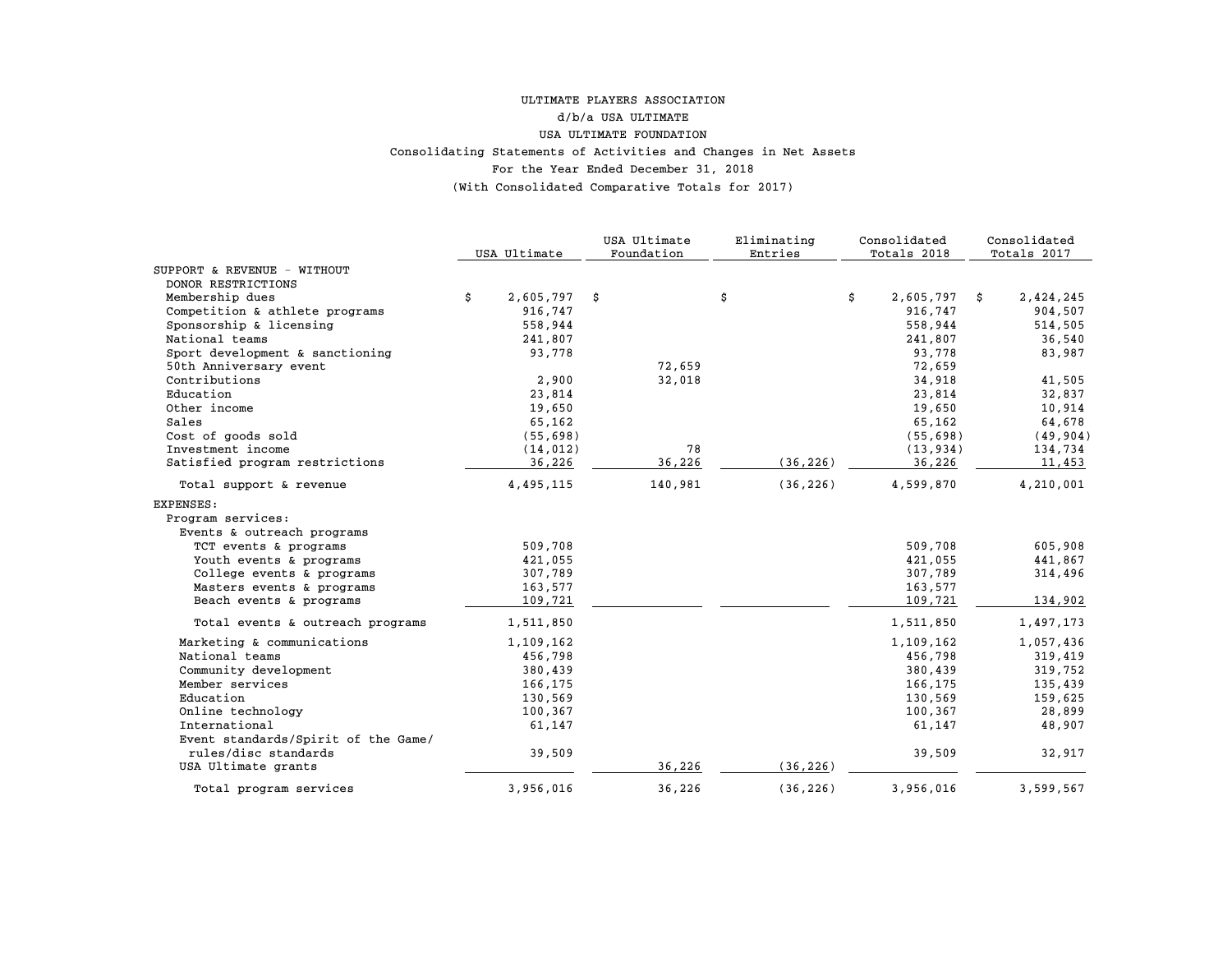ULTIMATE PLAYERS ASSOCIATION

d/b/a USA ULTIMATE

USA ULTIMATE FOUNDATION

Consolidating Statements of Activities and Changes in Net Assets

For the Year Ended December 31, 2018

(With Consolidated Comparative Totals for 2017)

| | USA Ultimate | USA Ultimate Foundation | Eliminating Entries | Consolidated Totals 2018 | Consolidated Totals 2017 |
|---|---|---|---|---|---|
| SUPPORT & REVENUE - WITHOUT DONOR RESTRICTIONS | | | | | |
| Membership dues | $ 2,605,797 | $ | $ | $ 2,605,797 | $ 2,424,245 |
| Competition & athlete programs | 916,747 | | | 916,747 | 904,507 |
| Sponsorship & licensing | 558,944 | | | 558,944 | 514,505 |
| National teams | 241,807 | | | 241,807 | 36,540 |
| Sport development & sanctioning | 93,778 | | | 93,778 | 83,987 |
| 50th Anniversary event | | 72,659 | | 72,659 | |
| Contributions | 2,900 | 32,018 | | 34,918 | 41,505 |
| Education | 23,814 | | | 23,814 | 32,837 |
| Other income | 19,650 | | | 19,650 | 10,914 |
| Sales | 65,162 | | | 65,162 | 64,678 |
| Cost of goods sold | (55,698) | | | (55,698) | (49,904) |
| Investment income | (14,012) | 78 | | (13,934) | 134,734 |
| Satisfied program restrictions | 36,226 | 36,226 | (36,226) | 36,226 | 11,453 |
| Total support & revenue | 4,495,115 | 140,981 | (36,226) | 4,599,870 | 4,210,001 |
| EXPENSES: | | | | | |
| Program services: | | | | | |
| Events & outreach programs | | | | | |
| TCT events & programs | 509,708 | | | 509,708 | 605,908 |
| Youth events & programs | 421,055 | | | 421,055 | 441,867 |
| College events & programs | 307,789 | | | 307,789 | 314,496 |
| Masters events & programs | 163,577 | | | 163,577 | |
| Beach events & programs | 109,721 | | | 109,721 | 134,902 |
| Total events & outreach programs | 1,511,850 | | | 1,511,850 | 1,497,173 |
| Marketing & communications | 1,109,162 | | | 1,109,162 | 1,057,436 |
| National teams | 456,798 | | | 456,798 | 319,419 |
| Community development | 380,439 | | | 380,439 | 319,752 |
| Member services | 166,175 | | | 166,175 | 135,439 |
| Education | 130,569 | | | 130,569 | 159,625 |
| Online technology | 100,367 | | | 100,367 | 28,899 |
| International | 61,147 | | | 61,147 | 48,907 |
| Event standards/Spirit of the Game/ rules/disc standards | 39,509 | | | 39,509 | 32,917 |
| USA Ultimate grants | | 36,226 | (36,226) | | |
| Total program services | 3,956,016 | 36,226 | (36,226) | 3,956,016 | 3,599,567 |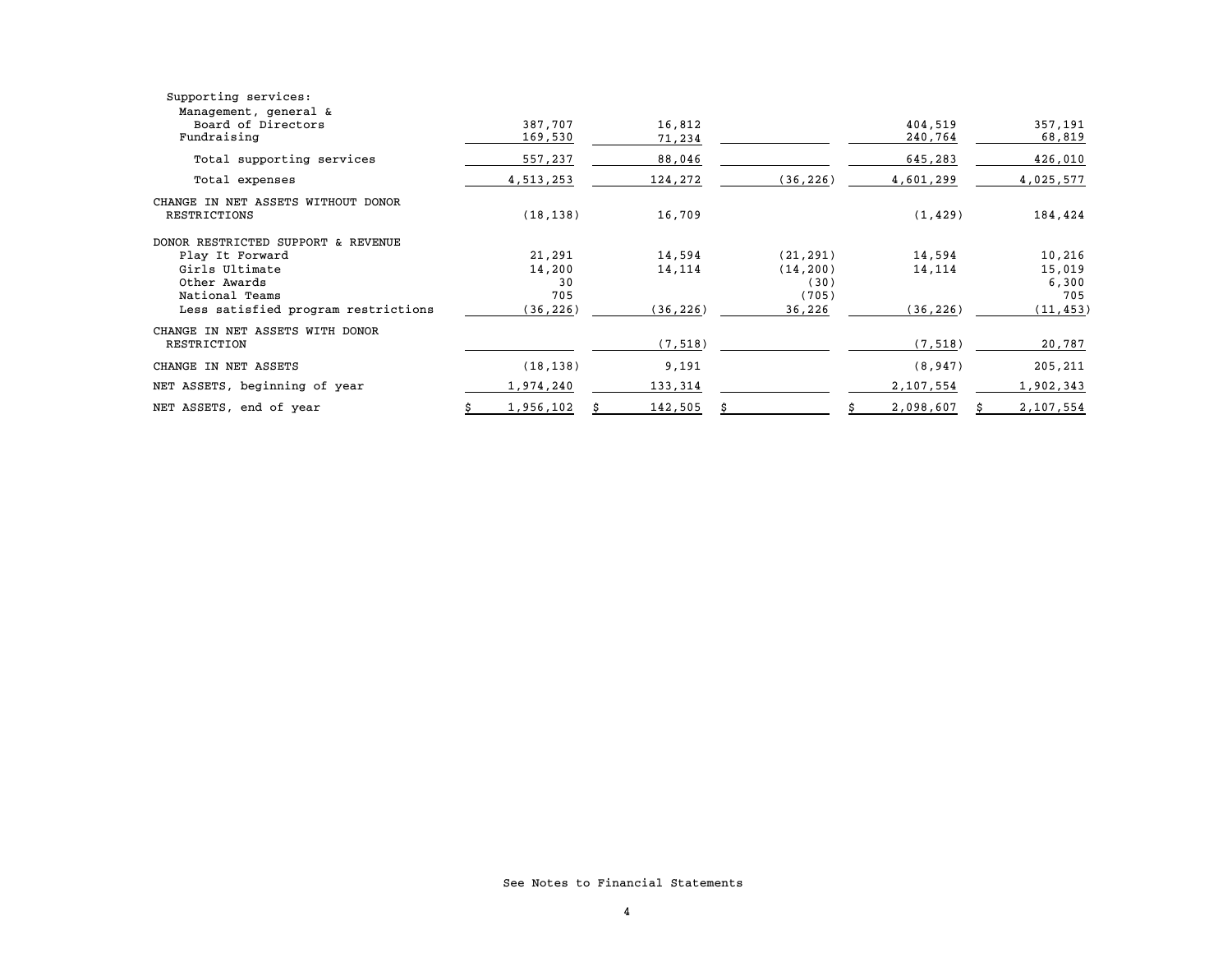| | | | | | |
|---|---|---|---|---|---|
| Supporting services: | | | | | |
| Management, general & Board of Directors | 387,707 | 16,812 | | 404,519 | 357,191 |
| Fundraising | 169,530 | 71,234 | | 240,764 | 68,819 |
| Total supporting services | 557,237 | 88,046 | | 645,283 | 426,010 |
| Total expenses | 4,513,253 | 124,272 | (36,226) | 4,601,299 | 4,025,577 |
| CHANGE IN NET ASSETS WITHOUT DONOR RESTRICTIONS | (18,138) | 16,709 | | (1,429) | 184,424 |
| DONOR RESTRICTED SUPPORT & REVENUE | | | | | |
| Play It Forward | 21,291 | 14,594 | (21,291) | 14,594 | 10,216 |
| Girls Ultimate | 14,200 | 14,114 | (14,200) | 14,114 | 15,019 |
| Other Awards | 30 | | (30) | | 6,300 |
| National Teams | 705 | | (705) | | 705 |
| Less satisfied program restrictions | (36,226) | (36,226) | 36,226 | (36,226) | (11,453) |
| CHANGE IN NET ASSETS WITH DONOR RESTRICTION | | (7,518) | | (7,518) | 20,787 |
| CHANGE IN NET ASSETS | (18,138) | 9,191 | | (8,947) | 205,211 |
| NET ASSETS, beginning of year | 1,974,240 | 133,314 | | 2,107,554 | 1,902,343 |
| NET ASSETS, end of year | $ 1,956,102 | $ 142,505 | $ | $ 2,098,607 | $ 2,107,554 |

See Notes to Financial Statements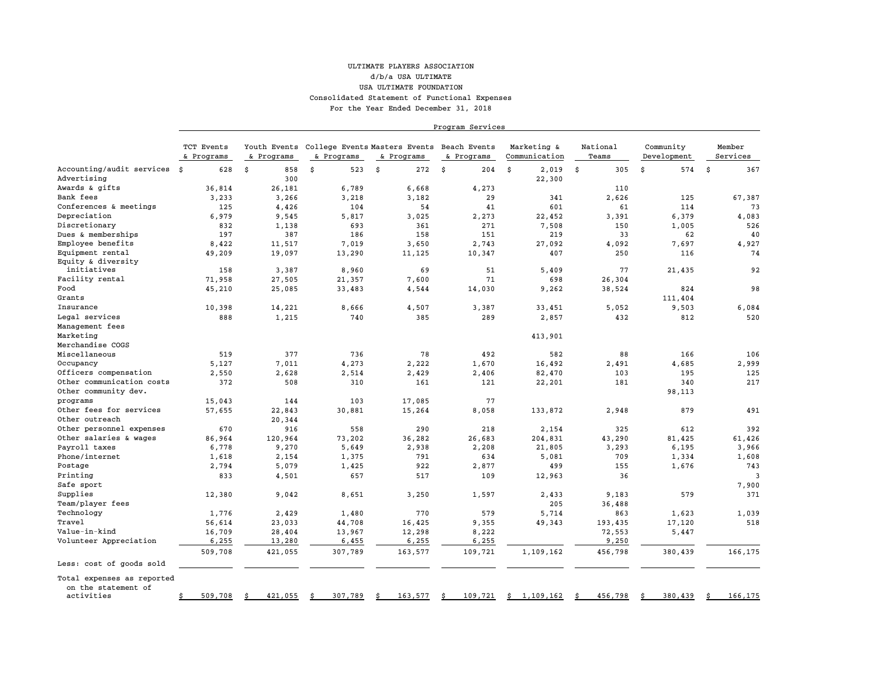# ULTIMATE PLAYERS ASSOCIATION
## d/b/a USA ULTIMATE
## USA ULTIMATE FOUNDATION
### Consolidated Statement of Functional Expenses
### For the Year Ended December 31, 2018

| | Program Services | | | | | | | | |
|---|---|---|---|---|---|---|---|---|---|
| | TCT Events & Programs | Youth Events & Programs | College Events & Programs | Masters Events & Programs | Beach Events & Programs | Marketing & Communication | National Teams | Community Development | Member Services |
| Accounting/audit services | $ 628 | $ 858 | $ 523 | $ 272 | $ 204 | $ 2,019 | $ 305 | $ 574 | $ 367 |
| Advertising | | 300 | | | | 22,300 | | | |
| Awards & gifts | 36,814 | 26,181 | 6,789 | 6,668 | 4,273 | | 110 | | |
| Bank fees | 3,233 | 3,266 | 3,218 | 3,182 | 29 | 341 | 2,626 | 125 | 67,387 |
| Conferences & meetings | 125 | 4,426 | 104 | 54 | 41 | 601 | 61 | 114 | 73 |
| Depreciation | 6,979 | 9,545 | 5,817 | 3,025 | 2,273 | 22,452 | 3,391 | 6,379 | 4,083 |
| Discretionary | 832 | 1,138 | 693 | 361 | 271 | 7,508 | 150 | 1,005 | 526 |
| Dues & memberships | 197 | 387 | 186 | 158 | 151 | 219 | 33 | 62 | 40 |
| Employee benefits | 8,422 | 11,517 | 7,019 | 3,650 | 2,743 | 27,092 | 4,092 | 7,697 | 4,927 |
| Equipment rental | 49,209 | 19,097 | 13,290 | 11,125 | 10,347 | 407 | 250 | 116 | 74 |
| Equity & diversity initiatives | 158 | 3,387 | 8,960 | 69 | 51 | 5,409 | 77 | 21,435 | 92 |
| Facility rental | 71,958 | 27,505 | 21,357 | 7,600 | 71 | 698 | 26,304 | | |
| Food | 45,210 | 25,085 | 33,483 | 4,544 | 14,030 | 9,262 | 38,524 | 824 | 98 |
| Grants | | | | | | | | 111,404 | |
| Insurance | 10,398 | 14,221 | 8,666 | 4,507 | 3,387 | 33,451 | 5,052 | 9,503 | 6,084 |
| Legal services | 888 | 1,215 | 740 | 385 | 289 | 2,857 | 432 | 812 | 520 |
| Management fees | | | | | | | | | |
| Marketing | | | | | | 413,901 | | | |
| Merchandise COGS | | | | | | | | | |
| Miscellaneous | 519 | 377 | 736 | 78 | 492 | 582 | 88 | 166 | 106 |
| Occupancy | 5,127 | 7,011 | 4,273 | 2,222 | 1,670 | 16,492 | 2,491 | 4,685 | 2,999 |
| Officers compensation | 2,550 | 2,628 | 2,514 | 2,429 | 2,406 | 82,470 | 103 | 195 | 125 |
| Other communication costs | 372 | 508 | 310 | 161 | 121 | 22,201 | 181 | 340 | 217 |
| Other community dev. programs | 15,043 | 144 | 103 | 17,085 | 77 | | | 98,113 | |
| Other fees for services | 57,655 | 22,843 | 30,881 | 15,264 | 8,058 | 133,872 | 2,948 | 879 | 491 |
| Other outreach | | 20,344 | | | | | | | |
| Other personnel expenses | 670 | 916 | 558 | 290 | 218 | 2,154 | 325 | 612 | 392 |
| Other salaries & wages | 86,964 | 120,964 | 73,202 | 36,282 | 26,683 | 204,831 | 43,290 | 81,425 | 61,426 |
| Payroll taxes | 6,778 | 9,270 | 5,649 | 2,938 | 2,208 | 21,805 | 3,293 | 6,195 | 3,966 |
| Phone/internet | 1,618 | 2,154 | 1,375 | 791 | 634 | 5,081 | 709 | 1,334 | 1,608 |
| Postage | 2,794 | 5,079 | 1,425 | 922 | 2,877 | 499 | 155 | 1,676 | 743 |
| Printing | 833 | 4,501 | 657 | 517 | 109 | 12,963 | 36 | | 3 |
| Safe sport | | | | | | | | | 7,900 |
| Supplies | 12,380 | 9,042 | 8,651 | 3,250 | 1,597 | 2,433 | 9,183 | 579 | 371 |
| Team/player fees | | | | | | 205 | 36,488 | | |
| Technology | 1,776 | 2,429 | 1,480 | 770 | 579 | 5,714 | 863 | 1,623 | 1,039 |
| Travel | 56,614 | 23,033 | 44,708 | 16,425 | 9,355 | 49,343 | 193,435 | 17,120 | 518 |
| Value-in-kind | 16,709 | 28,404 | 13,967 | 12,298 | 8,222 | | 72,553 | 5,447 | |
| Volunteer Appreciation | 6,255 | 13,280 | 6,455 | 6,255 | 6,255 | | 9,250 | | |
| | 509,708 | 421,055 | 307,789 | 163,577 | 109,721 | 1,109,162 | 456,798 | 380,439 | 166,175 |
| Less: cost of goods sold | | | | | | | | | |
| Total expenses as reported on the statement of activities | $ 509,708 | $ 421,055 | $ 307,789 | $ 163,577 | $ 109,721 | $ 1,109,162 | $ 456,798 | $ 380,439 | $ 166,175 |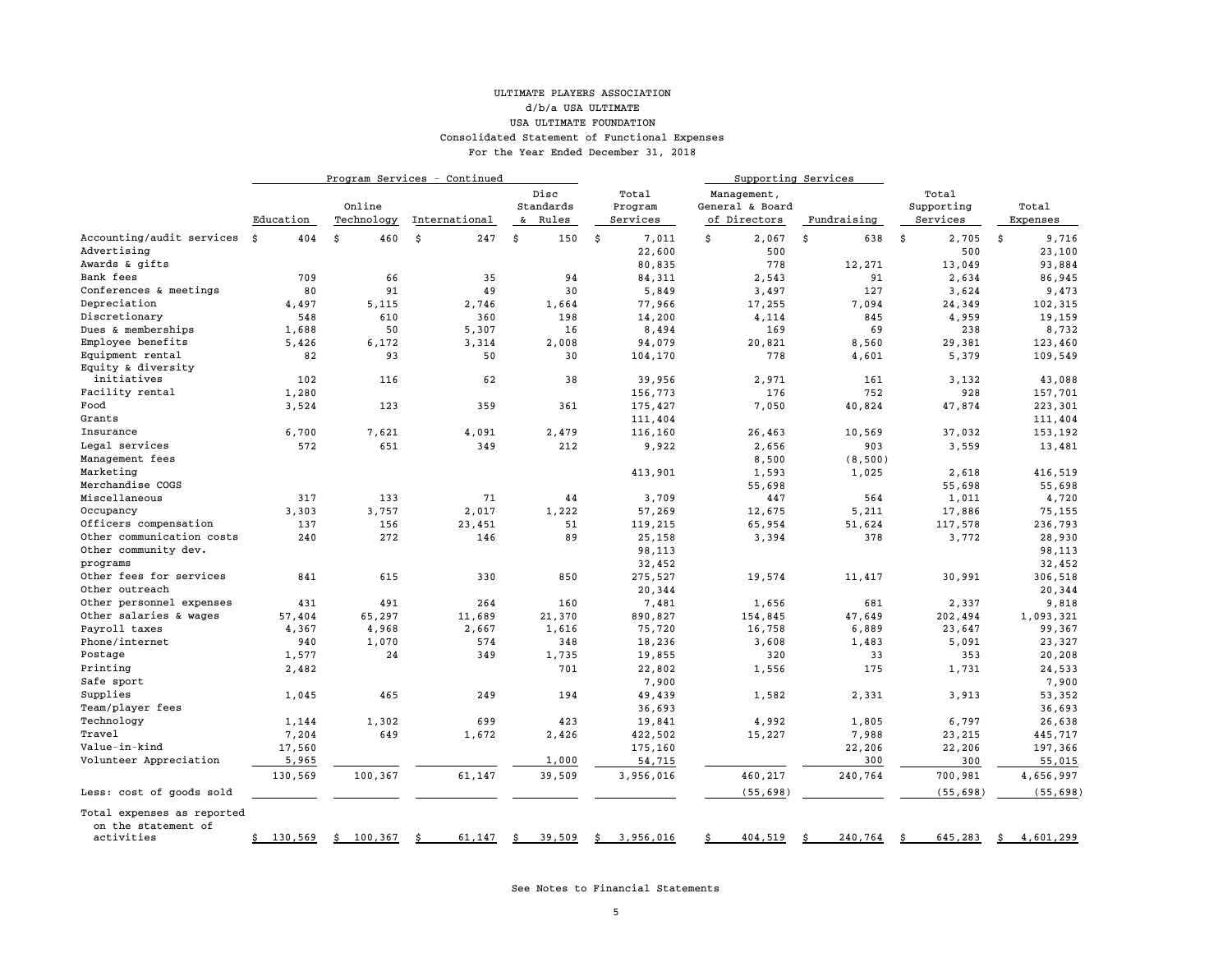ULTIMATE PLAYERS ASSOCIATION

d/b/a USA ULTIMATE

USA ULTIMATE FOUNDATION

Consolidated Statement of Functional Expenses

For the Year Ended December 31, 2018

| | Program Services - Continued | | | | | Supporting Services | | | |
|---|---|---|---|---|---|---|---|---|---|
| | Education | Online Technology | International | Disc Standards & Rules | Total Program Services | Management, General & Board of Directors | Fundraising | Total Supporting Services | Total Expenses |
| Accounting/audit services | $ 404 | $ 460 | $ 247 | $ 150 | $ 7,011 | $ 2,067 | $ 638 | $ 2,705 | $ 9,716 |
| Advertising | | | | | 22,600 | 500 | | 500 | 23,100 |
| Awards & gifts | | | | | 80,835 | 778 | 12,271 | 13,049 | 93,884 |
| Bank fees | 709 | 66 | 35 | 94 | 84,311 | 2,543 | 91 | 2,634 | 86,945 |
| Conferences & meetings | 80 | 91 | 49 | 30 | 5,849 | 3,497 | 127 | 3,624 | 9,473 |
| Depreciation | 4,497 | 5,115 | 2,746 | 1,664 | 77,966 | 17,255 | 7,094 | 24,349 | 102,315 |
| Discretionary | 548 | 610 | 360 | 198 | 14,200 | 4,114 | 845 | 4,959 | 19,159 |
| Dues & memberships | 1,688 | 50 | 5,307 | 16 | 8,494 | 169 | 69 | 238 | 8,732 |
| Employee benefits | 5,426 | 6,172 | 3,314 | 2,008 | 94,079 | 20,821 | 8,560 | 29,381 | 123,460 |
| Equipment rental | 82 | 93 | 50 | 30 | 104,170 | 778 | 4,601 | 5,379 | 109,549 |
| Equity & diversity initiatives | 102 | 116 | 62 | 38 | 39,956 | 2,971 | 161 | 3,132 | 43,088 |
| Facility rental | 1,280 | | | | 156,773 | 176 | 752 | 928 | 157,701 |
| Food | 3,524 | 123 | 359 | 361 | 175,427 | 7,050 | 40,824 | 47,874 | 223,301 |
| Grants | | | | | 111,404 | | | | 111,404 |
| Insurance | 6,700 | 7,621 | 4,091 | 2,479 | 116,160 | 26,463 | 10,569 | 37,032 | 153,192 |
| Legal services | 572 | 651 | 349 | 212 | 9,922 | 2,656 | 903 | 3,559 | 13,481 |
| Management fees | | | | | | 8,500 | (8,500) | | |
| Marketing | | | | | 413,901 | 1,593 | 1,025 | 2,618 | 416,519 |
| Merchandise COGS | | | | | | 55,698 | | 55,698 | 55,698 |
| Miscellaneous | 317 | 133 | 71 | 44 | 3,709 | 447 | 564 | 1,011 | 4,720 |
| Occupancy | 3,303 | 3,757 | 2,017 | 1,222 | 57,269 | 12,675 | 5,211 | 17,886 | 75,155 |
| Officers compensation | 137 | 156 | 23,451 | 51 | 119,215 | 65,954 | 51,624 | 117,578 | 236,793 |
| Other communication costs | 240 | 272 | 146 | 89 | 25,158 | 3,394 | 378 | 3,772 | 28,930 |
| Other community dev. | | | | | 98,113 | | | | 98,113 |
| programs | | | | | 32,452 | | | | 32,452 |
| Other fees for services | 841 | 615 | 330 | 850 | 275,527 | 19,574 | 11,417 | 30,991 | 306,518 |
| Other outreach | | | | | 20,344 | | | | 20,344 |
| Other personnel expenses | 431 | 491 | 264 | 160 | 7,481 | 1,656 | 681 | 2,337 | 9,818 |
| Other salaries & wages | 57,404 | 65,297 | 11,689 | 21,370 | 890,827 | 154,845 | 47,649 | 202,494 | 1,093,321 |
| Payroll taxes | 4,367 | 4,968 | 2,667 | 1,616 | 75,720 | 16,758 | 6,889 | 23,647 | 99,367 |
| Phone/internet | 940 | 1,070 | 574 | 348 | 18,236 | 3,608 | 1,483 | 5,091 | 23,327 |
| Postage | 1,577 | 24 | 349 | 1,735 | 19,855 | 320 | 33 | 353 | 20,208 |
| Printing | 2,482 | | | 701 | 22,802 | 1,556 | 175 | 1,731 | 24,533 |
| Safe sport | | | | | 7,900 | | | | 7,900 |
| Supplies | 1,045 | 465 | 249 | 194 | 49,439 | 1,582 | 2,331 | 3,913 | 53,352 |
| Team/player fees | | | | | 36,693 | | | | 36,693 |
| Technology | 1,144 | 1,302 | 699 | 423 | 19,841 | 4,992 | 1,805 | 6,797 | 26,638 |
| Travel | 7,204 | 649 | 1,672 | 2,426 | 422,502 | 15,227 | 7,988 | 23,215 | 445,717 |
| Value-in-kind | 17,560 | | | | 175,160 | | 22,206 | 22,206 | 197,366 |
| Volunteer Appreciation | 5,965 | | | 1,000 | 54,715 | | 300 | 300 | 55,015 |
| | 130,569 | 100,367 | 61,147 | 39,509 | 3,956,016 | 460,217 | 240,764 | 700,981 | 4,656,997 |
| Less: cost of goods sold | | | | | | (55,698) | | (55,698) | (55,698) |
| Total expenses as reported on the statement of activities | $ 130,569 | $ 100,367 | $ 61,147 | $ 39,509 | $ 3,956,016 | $ 404,519 | $ 240,764 | $ 645,283 | $ 4,601,299 |

See Notes to Financial Statements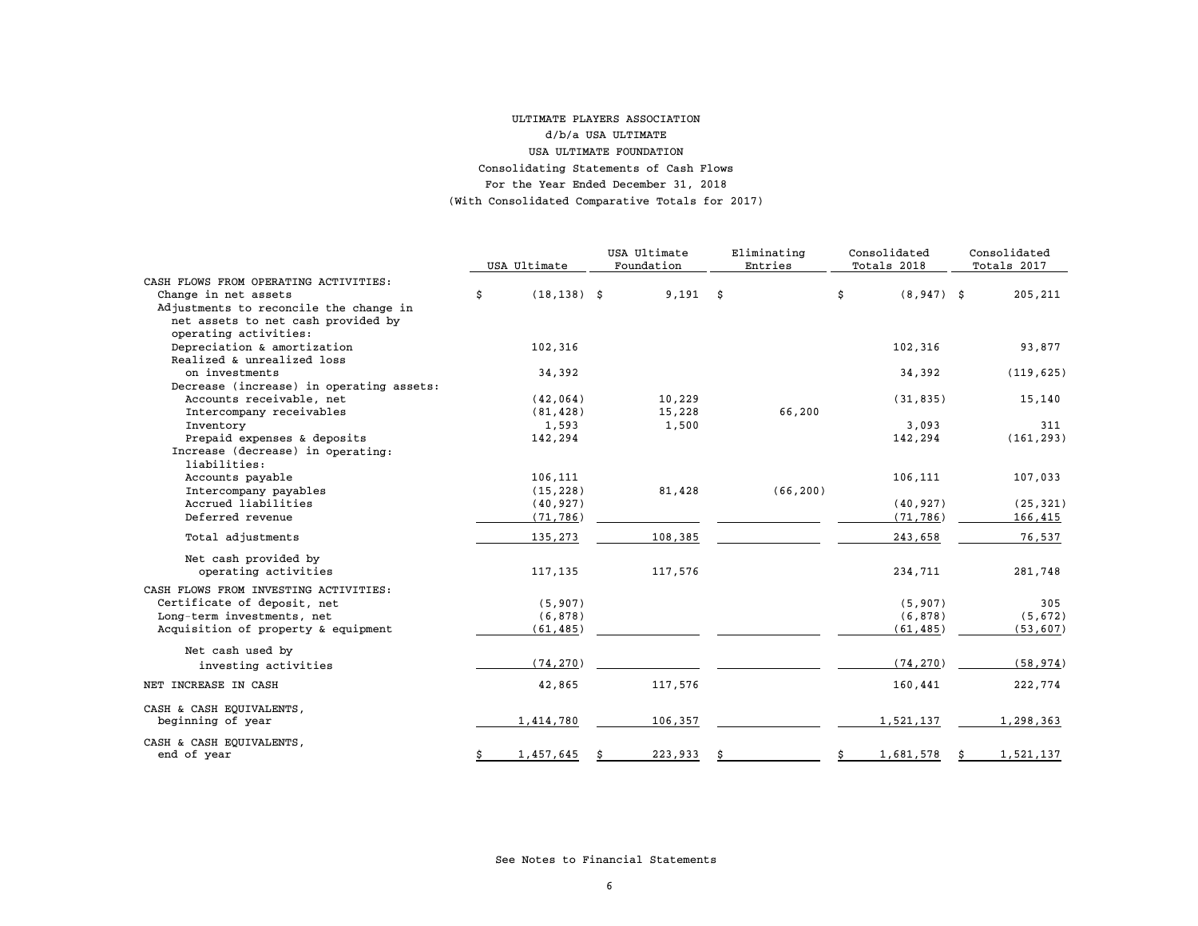# ULTIMATE PLAYERS ASSOCIATION

## d/b/a USA ULTIMATE

## USA ULTIMATE FOUNDATION

### Consolidating Statements of Cash Flows

### For the Year Ended December 31, 2018

### (With Consolidated Comparative Totals for 2017)

| | USA Ultimate | USA Ultimate Foundation | Eliminating Entries | Consolidated Totals 2018 | Consolidated Totals 2017 |
|---|---|---|---|---|---|
| CASH FLOWS FROM OPERATING ACTIVITIES: | | | | | |
| Change in net assets | $ (18,138) | $ 9,191 | $ | $ (8,947) | $ 205,211 |
| Adjustments to reconcile the change in net assets to net cash provided by operating activities: | | | | | |
| Depreciation & amortization | 102,316 | | | 102,316 | 93,877 |
| Realized & unrealized loss on investments | 34,392 | | | 34,392 | (119,625) |
| Decrease (increase) in operating assets: | | | | | |
| Accounts receivable, net | (42,064) | 10,229 | | (31,835) | 15,140 |
| Intercompany receivables | (81,428) | 15,228 | 66,200 | | |
| Inventory | 1,593 | 1,500 | | 3,093 | 311 |
| Prepaid expenses & deposits | 142,294 | | | 142,294 | (161,293) |
| Increase (decrease) in operating: liabilities: | | | | | |
| Accounts payable | 106,111 | | | 106,111 | 107,033 |
| Intercompany payables | (15,228) | 81,428 | (66,200) | | |
| Accrued liabilities | (40,927) | | | (40,927) | (25,321) |
| Deferred revenue | (71,786) | | | (71,786) | 166,415 |
| Total adjustments | 135,273 | 108,385 | | 243,658 | 76,537 |
| Net cash provided by operating activities | 117,135 | 117,576 | | 234,711 | 281,748 |
| CASH FLOWS FROM INVESTING ACTIVITIES: | | | | | |
| Certificate of deposit, net | (5,907) | | | (5,907) | 305 |
| Long-term investments, net | (6,878) | | | (6,878) | (5,672) |
| Acquisition of property & equipment | (61,485) | | | (61,485) | (53,607) |
| Net cash used by investing activities | (74,270) | | | (74,270) | (58,974) |
| NET INCREASE IN CASH | 42,865 | 117,576 | | 160,441 | 222,774 |
| CASH & CASH EQUIVALENTS, beginning of year | 1,414,780 | 106,357 | | 1,521,137 | 1,298,363 |
| CASH & CASH EQUIVALENTS, end of year | $ 1,457,645 | $ 223,933 | $ | $ 1,681,578 | $ 1,521,137 |

See Notes to Financial Statements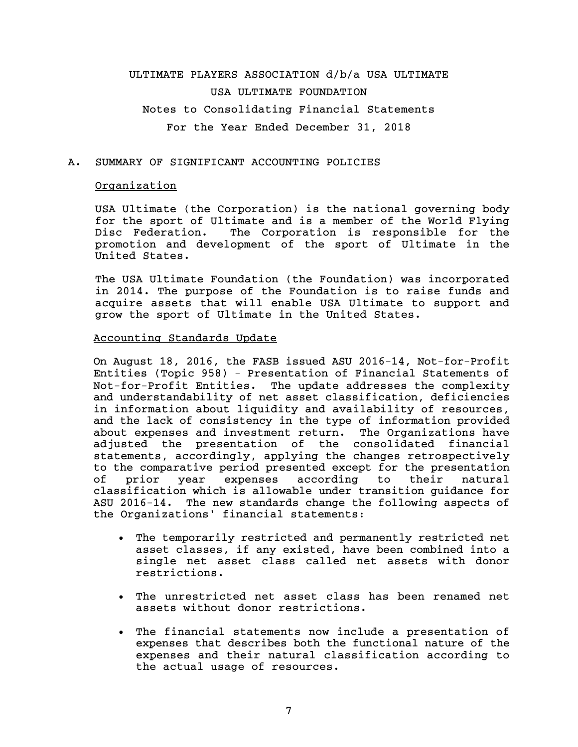# ULTIMATE PLAYERS ASSOCIATION d/b/a USA ULTIMATE
# USA ULTIMATE FOUNDATION
## Notes to Consolidating Financial Statements
## For the Year Ended December 31, 2018

## A. SUMMARY OF SIGNIFICANT ACCOUNTING POLICIES

### Organization

USA Ultimate (the Corporation) is the national governing body for the sport of Ultimate and is a member of the World Flying Disc Federation. The Corporation is responsible for the promotion and development of the sport of Ultimate in the United States.

The USA Ultimate Foundation (the Foundation) was incorporated in 2014. The purpose of the Foundation is to raise funds and acquire assets that will enable USA Ultimate to support and grow the sport of Ultimate in the United States.

### Accounting Standards Update

On August 18, 2016, the FASB issued ASU 2016-14, Not-for-Profit Entities (Topic 958) - Presentation of Financial Statements of Not-for-Profit Entities. The update addresses the complexity and understandability of net asset classification, deficiencies in information about liquidity and availability of resources, and the lack of consistency in the type of information provided about expenses and investment return. The Organizations have adjusted the presentation of the consolidated financial statements, accordingly, applying the changes retrospectively to the comparative period presented except for the presentation of prior year expenses according to their natural classification which is allowable under transition guidance for ASU 2016-14. The new standards change the following aspects of the Organizations' financial statements:

- The temporarily restricted and permanently restricted net asset classes, if any existed, have been combined into a single net asset class called net assets with donor restrictions.
- The unrestricted net asset class has been renamed net assets without donor restrictions.
- The financial statements now include a presentation of expenses that describes both the functional nature of the expenses and their natural classification according to the actual usage of resources.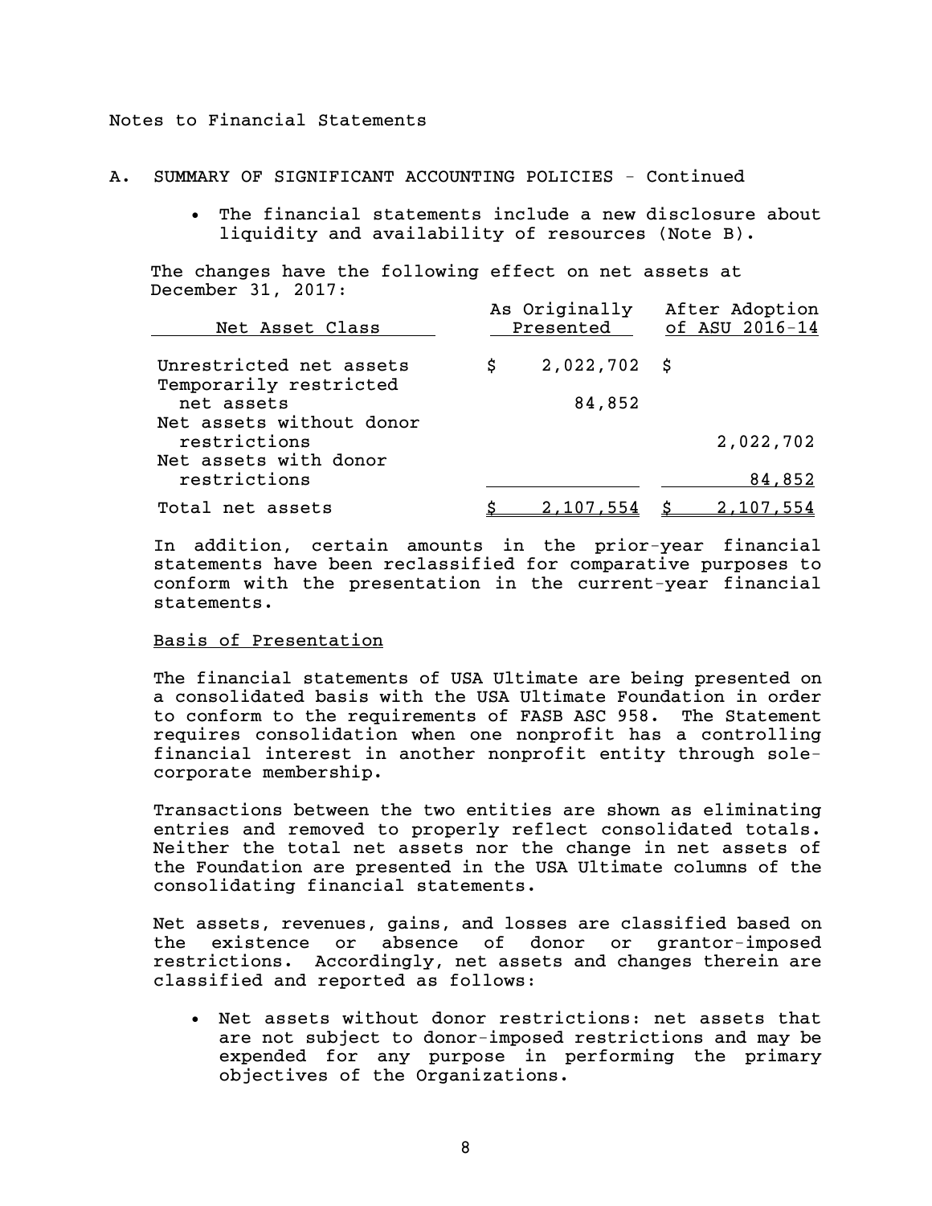Notes to Financial Statements

A. SUMMARY OF SIGNIFICANT ACCOUNTING POLICIES - Continued

- The financial statements include a new disclosure about liquidity and availability of resources (Note B).

The changes have the following effect on net assets at December 31, 2017:

| Net Asset Class | As Originally Presented | After Adoption of ASU 2016-14 |
|---|---|---|
| Unrestricted net assets | $ 2,022,702 | $ |
| Temporarily restricted net assets | 84,852 | |
| Net assets without donor restrictions | | 2,022,702 |
| Net assets with donor restrictions | | 84,852 |
| Total net assets | $ 2,107,554 | $ 2,107,554 |

In addition, certain amounts in the prior-year financial statements have been reclassified for comparative purposes to conform with the presentation in the current-year financial statements.

Basis of Presentation

The financial statements of USA Ultimate are being presented on a consolidated basis with the USA Ultimate Foundation in order to conform to the requirements of FASB ASC 958. The Statement requires consolidation when one nonprofit has a controlling financial interest in another nonprofit entity through sole-corporate membership.

Transactions between the two entities are shown as eliminating entries and removed to properly reflect consolidated totals. Neither the total net assets nor the change in net assets of the Foundation are presented in the USA Ultimate columns of the consolidating financial statements.

Net assets, revenues, gains, and losses are classified based on the existence or absence of donor or grantor-imposed restrictions. Accordingly, net assets and changes therein are classified and reported as follows:

- Net assets without donor restrictions: net assets that are not subject to donor-imposed restrictions and may be expended for any purpose in performing the primary objectives of the Organizations.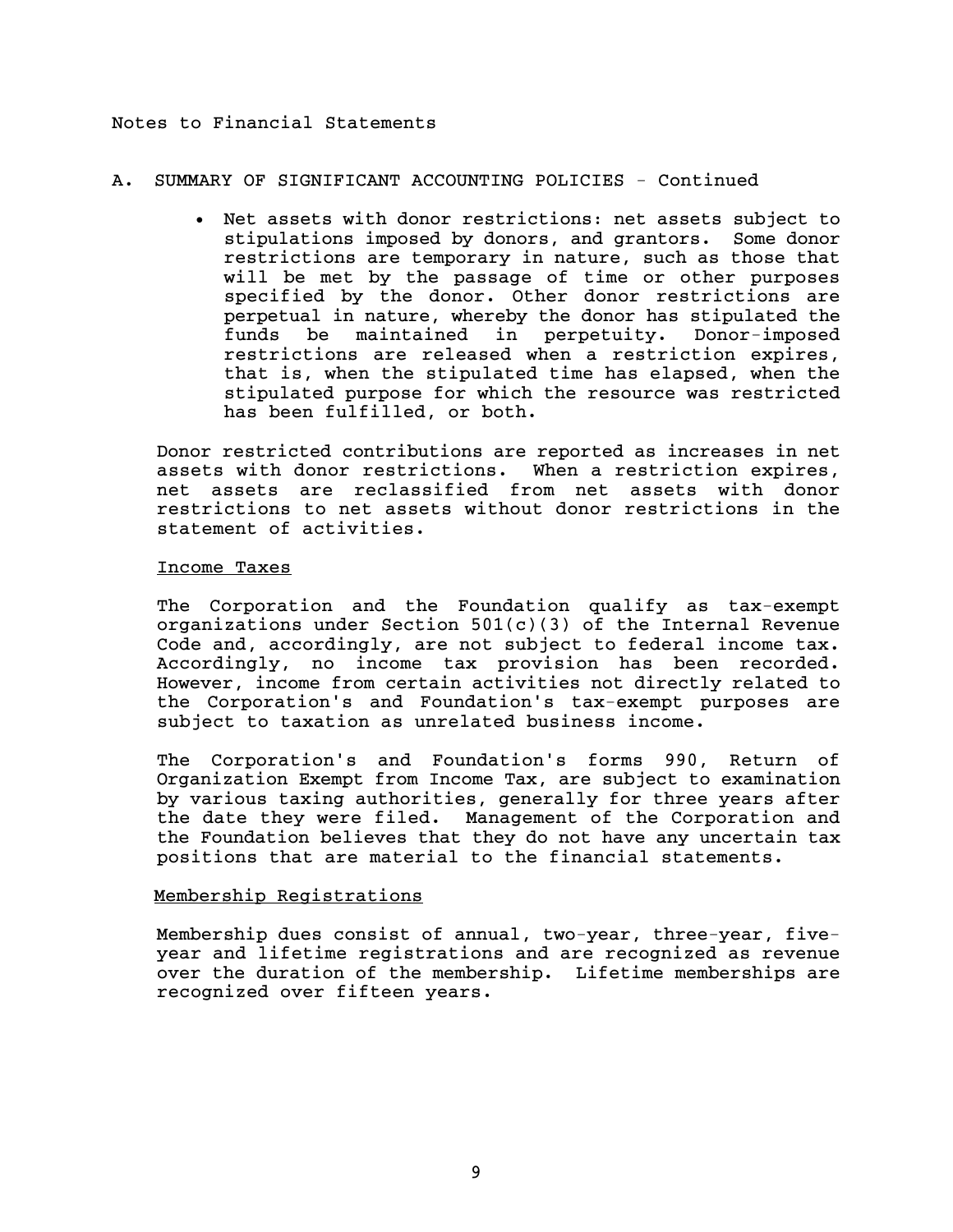Notes to Financial Statements

## A. SUMMARY OF SIGNIFICANT ACCOUNTING POLICIES - Continued

- Net assets with donor restrictions: net assets subject to stipulations imposed by donors, and grantors. Some donor restrictions are temporary in nature, such as those that will be met by the passage of time or other purposes specified by the donor. Other donor restrictions are perpetual in nature, whereby the donor has stipulated the funds be maintained in perpetuity. Donor-imposed restrictions are released when a restriction expires, that is, when the stipulated time has elapsed, when the stipulated purpose for which the resource was restricted has been fulfilled, or both.

Donor restricted contributions are reported as increases in net assets with donor restrictions. When a restriction expires, net assets are reclassified from net assets with donor restrictions to net assets without donor restrictions in the statement of activities.

### Income Taxes

The Corporation and the Foundation qualify as tax-exempt organizations under Section 501(c)(3) of the Internal Revenue Code and, accordingly, are not subject to federal income tax. Accordingly, no income tax provision has been recorded. However, income from certain activities not directly related to the Corporation's and Foundation's tax-exempt purposes are subject to taxation as unrelated business income.

The Corporation's and Foundation's forms 990, Return of Organization Exempt from Income Tax, are subject to examination by various taxing authorities, generally for three years after the date they were filed. Management of the Corporation and the Foundation believes that they do not have any uncertain tax positions that are material to the financial statements.

### Membership Registrations

Membership dues consist of annual, two-year, three-year, five-year and lifetime registrations and are recognized as revenue over the duration of the membership. Lifetime memberships are recognized over fifteen years.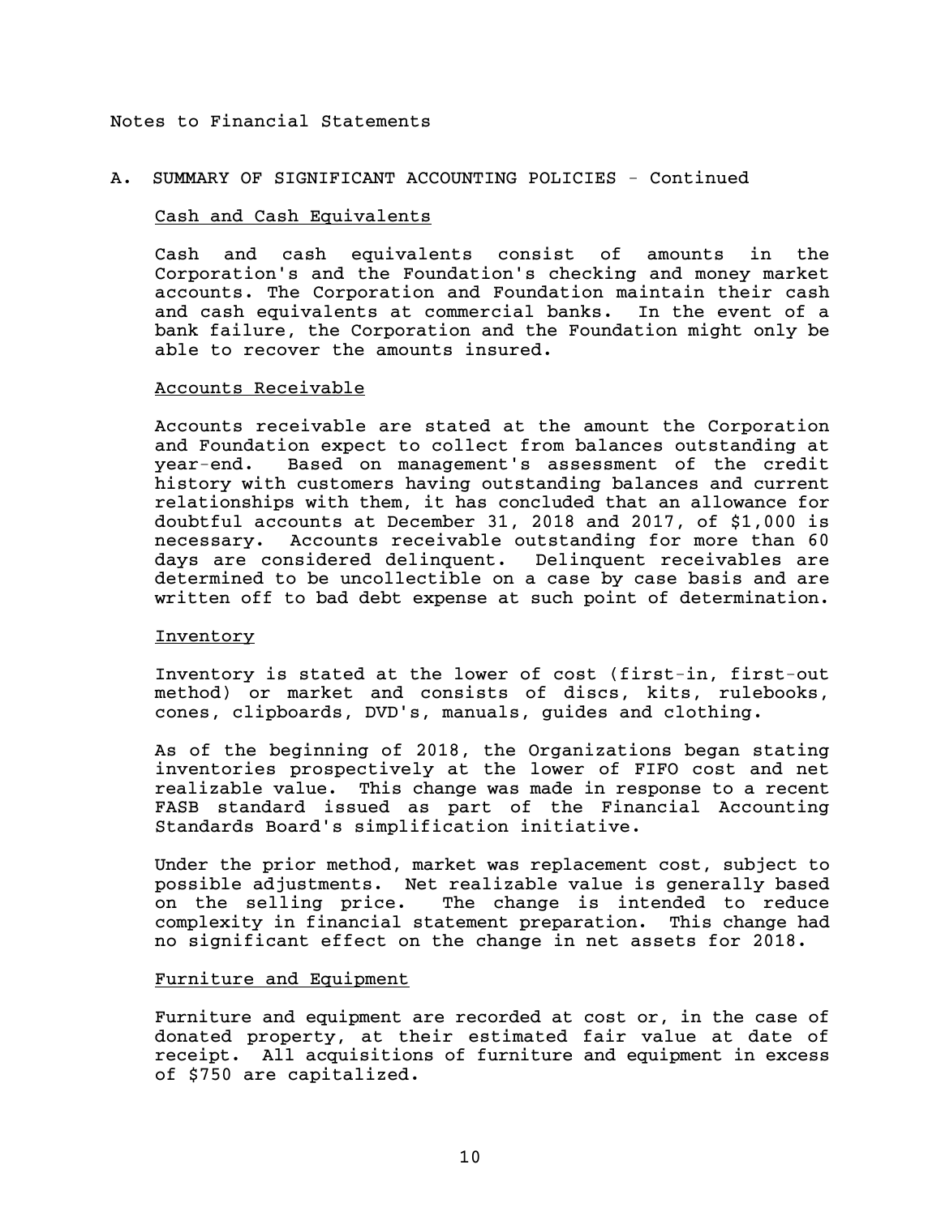Notes to Financial Statements

## A. SUMMARY OF SIGNIFICANT ACCOUNTING POLICIES - Continued

### Cash and Cash Equivalents

Cash and cash equivalents consist of amounts in the Corporation's and the Foundation's checking and money market accounts. The Corporation and Foundation maintain their cash and cash equivalents at commercial banks. In the event of a bank failure, the Corporation and the Foundation might only be able to recover the amounts insured.

### Accounts Receivable

Accounts receivable are stated at the amount the Corporation and Foundation expect to collect from balances outstanding at year-end. Based on management's assessment of the credit history with customers having outstanding balances and current relationships with them, it has concluded that an allowance for doubtful accounts at December 31, 2018 and 2017, of $1,000 is necessary. Accounts receivable outstanding for more than 60 days are considered delinquent. Delinquent receivables are determined to be uncollectible on a case by case basis and are written off to bad debt expense at such point of determination.

### Inventory

Inventory is stated at the lower of cost (first-in, first-out method) or market and consists of discs, kits, rulebooks, cones, clipboards, DVD's, manuals, guides and clothing.

As of the beginning of 2018, the Organizations began stating inventories prospectively at the lower of FIFO cost and net realizable value. This change was made in response to a recent FASB standard issued as part of the Financial Accounting Standards Board's simplification initiative.

Under the prior method, market was replacement cost, subject to possible adjustments. Net realizable value is generally based on the selling price. The change is intended to reduce complexity in financial statement preparation. This change had no significant effect on the change in net assets for 2018.

### Furniture and Equipment

Furniture and equipment are recorded at cost or, in the case of donated property, at their estimated fair value at date of receipt. All acquisitions of furniture and equipment in excess of $750 are capitalized.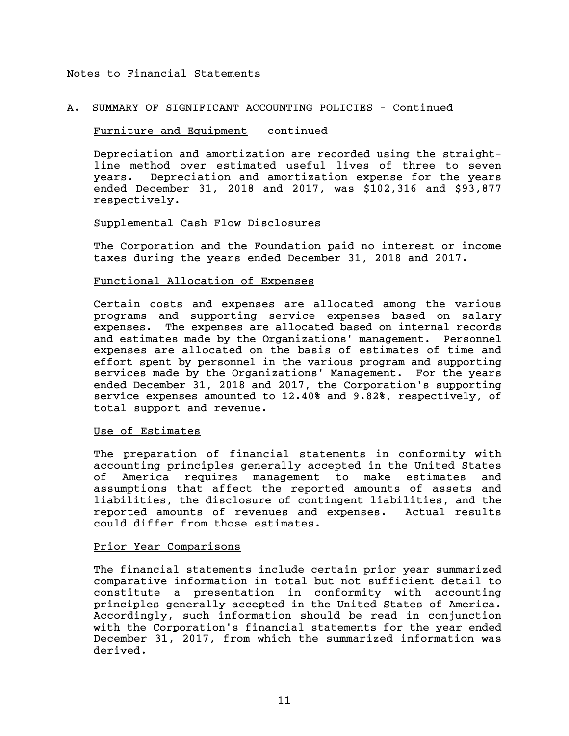Notes to Financial Statements

## A. SUMMARY OF SIGNIFICANT ACCOUNTING POLICIES - Continued

### Furniture and Equipment - continued

Depreciation and amortization are recorded using the straight-line method over estimated useful lives of three to seven years. Depreciation and amortization expense for the years ended December 31, 2018 and 2017, was $102,316 and $93,877 respectively.

### Supplemental Cash Flow Disclosures

The Corporation and the Foundation paid no interest or income taxes during the years ended December 31, 2018 and 2017.

### Functional Allocation of Expenses

Certain costs and expenses are allocated among the various programs and supporting service expenses based on salary expenses. The expenses are allocated based on internal records and estimates made by the Organizations' management. Personnel expenses are allocated on the basis of estimates of time and effort spent by personnel in the various program and supporting services made by the Organizations' Management. For the years ended December 31, 2018 and 2017, the Corporation's supporting service expenses amounted to 12.40% and 9.82%, respectively, of total support and revenue.

### Use of Estimates

The preparation of financial statements in conformity with accounting principles generally accepted in the United States of America requires management to make estimates and assumptions that affect the reported amounts of assets and liabilities, the disclosure of contingent liabilities, and the reported amounts of revenues and expenses. Actual results could differ from those estimates.

### Prior Year Comparisons

The financial statements include certain prior year summarized comparative information in total but not sufficient detail to constitute a presentation in conformity with accounting principles generally accepted in the United States of America. Accordingly, such information should be read in conjunction with the Corporation's financial statements for the year ended December 31, 2017, from which the summarized information was derived.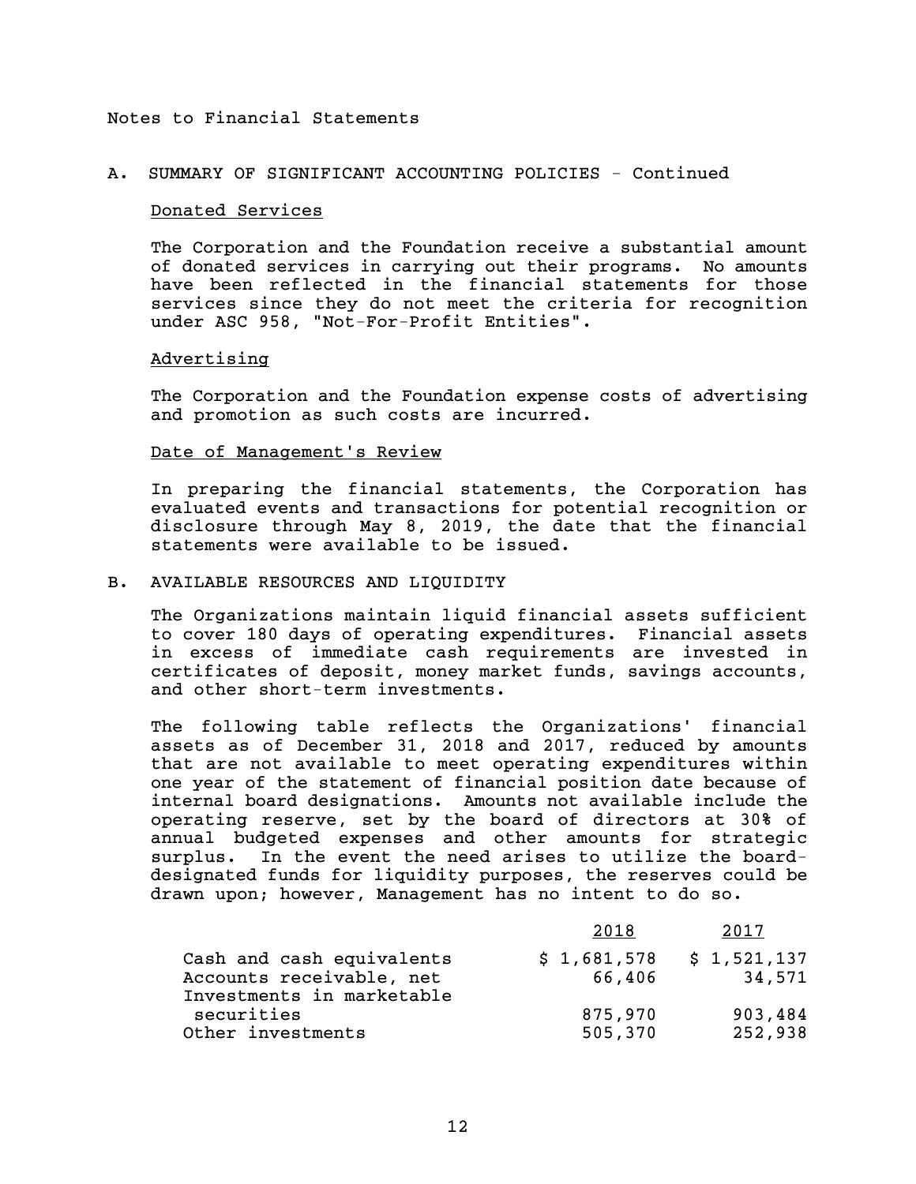Notes to Financial Statements

## A. SUMMARY OF SIGNIFICANT ACCOUNTING POLICIES - Continued

### Donated Services

The Corporation and the Foundation receive a substantial amount of donated services in carrying out their programs. No amounts have been reflected in the financial statements for those services since they do not meet the criteria for recognition under ASC 958, "Not-For-Profit Entities".

### Advertising

The Corporation and the Foundation expense costs of advertising and promotion as such costs are incurred.

### Date of Management's Review

In preparing the financial statements, the Corporation has evaluated events and transactions for potential recognition or disclosure through May 8, 2019, the date that the financial statements were available to be issued.

## B. AVAILABLE RESOURCES AND LIQUIDITY

The Organizations maintain liquid financial assets sufficient to cover 180 days of operating expenditures. Financial assets in excess of immediate cash requirements are invested in certificates of deposit, money market funds, savings accounts, and other short-term investments.

The following table reflects the Organizations' financial assets as of December 31, 2018 and 2017, reduced by amounts that are not available to meet operating expenditures within one year of the statement of financial position date because of internal board designations. Amounts not available include the operating reserve, set by the board of directors at 30% of annual budgeted expenses and other amounts for strategic surplus. In the event the need arises to utilize the board-designated funds for liquidity purposes, the reserves could be drawn upon; however, Management has no intent to do so.

| | 2018 | 2017 |
|---|---|---|
| Cash and cash equivalents | $ 1,681,578 | $ 1,521,137 |
| Accounts receivable, net | 66,406 | 34,571 |
| Investments in marketable securities | 875,970 | 903,484 |
| Other investments | 505,370 | 252,938 |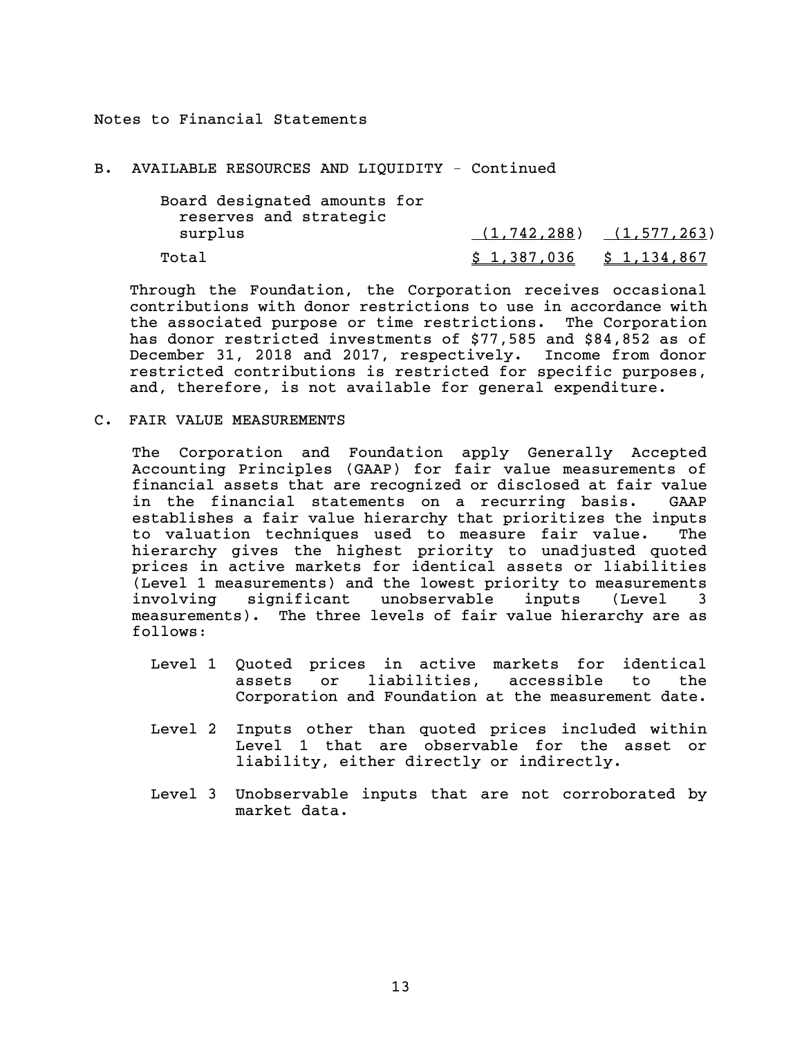Notes to Financial Statements

## B. AVAILABLE RESOURCES AND LIQUIDITY - Continued

| | | |
|---|---|---|
| Board designated amounts for reserves and strategic surplus | (1,742,288) | (1,577,263) |
| Total | $ 1,387,036 | $ 1,134,867 |

Through the Foundation, the Corporation receives occasional contributions with donor restrictions to use in accordance with the associated purpose or time restrictions. The Corporation has donor restricted investments of $77,585 and $84,852 as of December 31, 2018 and 2017, respectively. Income from donor restricted contributions is restricted for specific purposes, and, therefore, is not available for general expenditure.

## C. FAIR VALUE MEASUREMENTS

The Corporation and Foundation apply Generally Accepted Accounting Principles (GAAP) for fair value measurements of financial assets that are recognized or disclosed at fair value in the financial statements on a recurring basis. GAAP establishes a fair value hierarchy that prioritizes the inputs to valuation techniques used to measure fair value. The hierarchy gives the highest priority to unadjusted quoted prices in active markets for identical assets or liabilities (Level 1 measurements) and the lowest priority to measurements involving significant unobservable inputs (Level 3 measurements). The three levels of fair value hierarchy are as follows:

- Level 1 Quoted prices in active markets for identical assets or liabilities, accessible to the Corporation and Foundation at the measurement date.
- Level 2 Inputs other than quoted prices included within Level 1 that are observable for the asset or liability, either directly or indirectly.
- Level 3 Unobservable inputs that are not corroborated by market data.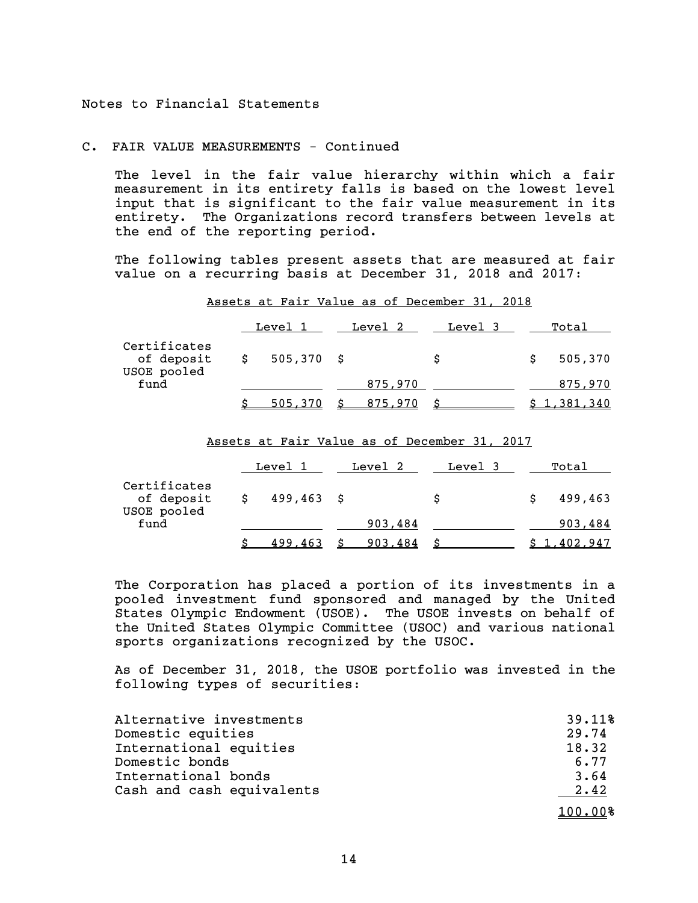Notes to Financial Statements

## C. FAIR VALUE MEASUREMENTS - Continued

The level in the fair value hierarchy within which a fair measurement in its entirety falls is based on the lowest level input that is significant to the fair value measurement in its entirety. The Organizations record transfers between levels at the end of the reporting period.

The following tables present assets that are measured at fair value on a recurring basis at December 31, 2018 and 2017:

Assets at Fair Value as of December 31, 2018

| | Level 1 | Level 2 | Level 3 | Total |
|---|---|---|---|---|
| Certificates of deposit | $ 505,370 | $ | $ | $ 505,370 |
| USOE pooled fund | | 875,970 | | 875,970 |
| | $ 505,370 | $ 875,970 | $ | $ 1,381,340 |

Assets at Fair Value as of December 31, 2017

| | Level 1 | Level 2 | Level 3 | Total |
|---|---|---|---|---|
| Certificates of deposit | $ 499,463 | $ | $ | $ 499,463 |
| USOE pooled fund | | 903,484 | | 903,484 |
| | $ 499,463 | $ 903,484 | $ | $ 1,402,947 |

The Corporation has placed a portion of its investments in a pooled investment fund sponsored and managed by the United States Olympic Endowment (USOE). The USOE invests on behalf of the United States Olympic Committee (USOC) and various national sports organizations recognized by the USOC.

As of December 31, 2018, the USOE portfolio was invested in the following types of securities:

| | |
|---|---|
| Alternative investments | 39.11% |
| Domestic equities | 29.74 |
| International equities | 18.32 |
| Domestic bonds | 6.77 |
| International bonds | 3.64 |
| Cash and cash equivalents | 2.42 |
| | 100.00% |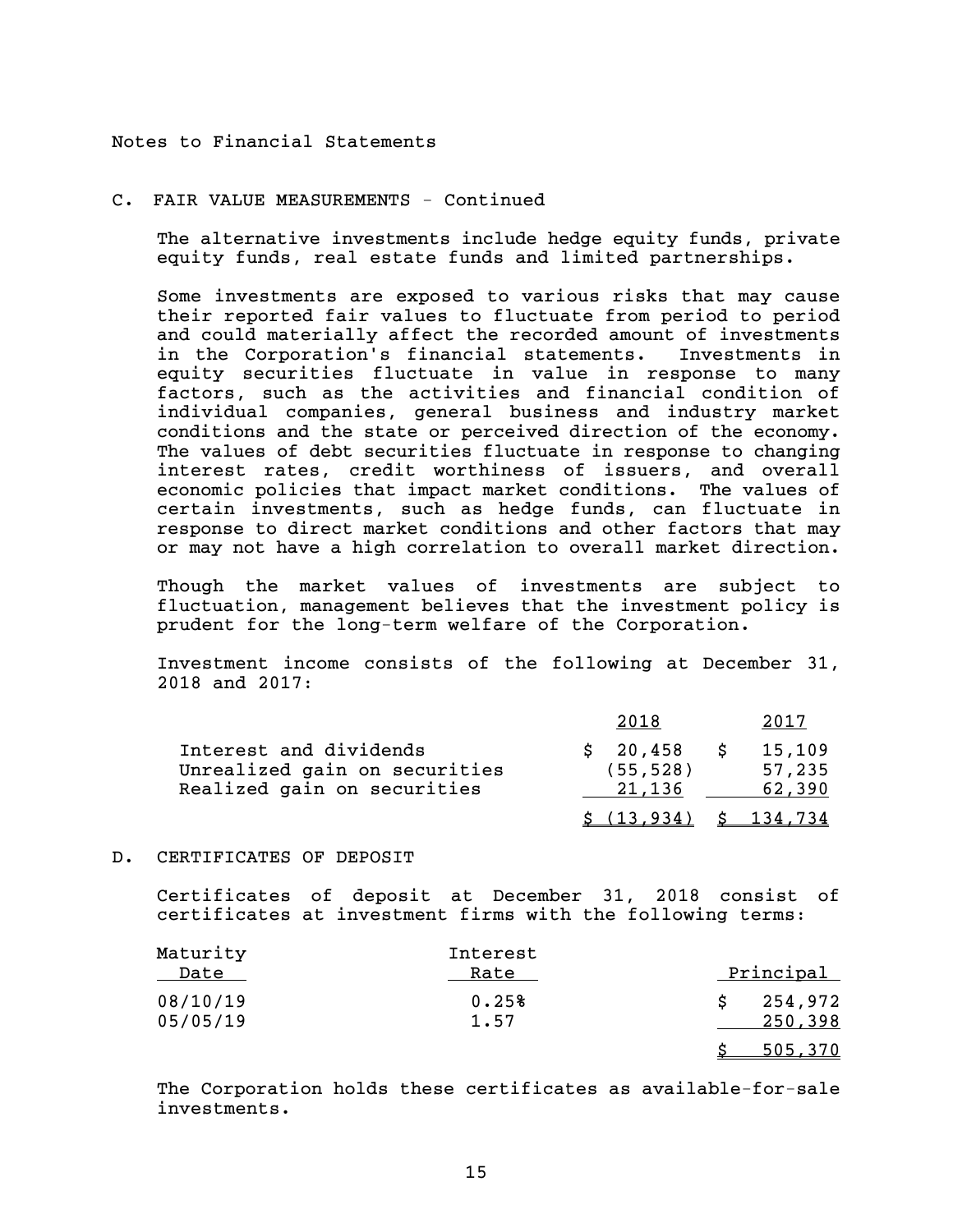Notes to Financial Statements

## C. FAIR VALUE MEASUREMENTS - Continued

The alternative investments include hedge equity funds, private equity funds, real estate funds and limited partnerships.

Some investments are exposed to various risks that may cause their reported fair values to fluctuate from period to period and could materially affect the recorded amount of investments in the Corporation's financial statements. Investments in equity securities fluctuate in value in response to many factors, such as the activities and financial condition of individual companies, general business and industry market conditions and the state or perceived direction of the economy. The values of debt securities fluctuate in response to changing interest rates, credit worthiness of issuers, and overall economic policies that impact market conditions. The values of certain investments, such as hedge funds, can fluctuate in response to direct market conditions and other factors that may or may not have a high correlation to overall market direction.

Though the market values of investments are subject to fluctuation, management believes that the investment policy is prudent for the long-term welfare of the Corporation.

Investment income consists of the following at December 31, 2018 and 2017:

| | 2018 | 2017 |
|---|---|---|
| Interest and dividends | $ 20,458 | $ 15,109 |
| Unrealized gain on securities | (55,528) | 57,235 |
| Realized gain on securities | 21,136 | 62,390 |
| | $ (13,934) | $ 134,734 |

## D. CERTIFICATES OF DEPOSIT

Certificates of deposit at December 31, 2018 consist of certificates at investment firms with the following terms:

| Maturity Date | Interest Rate | Principal |
|---|---|---|
| 08/10/19 | 0.25% | $ 254,972 |
| 05/05/19 | 1.57 | 250,398 |
| | | $ 505,370 |

The Corporation holds these certificates as available-for-sale investments.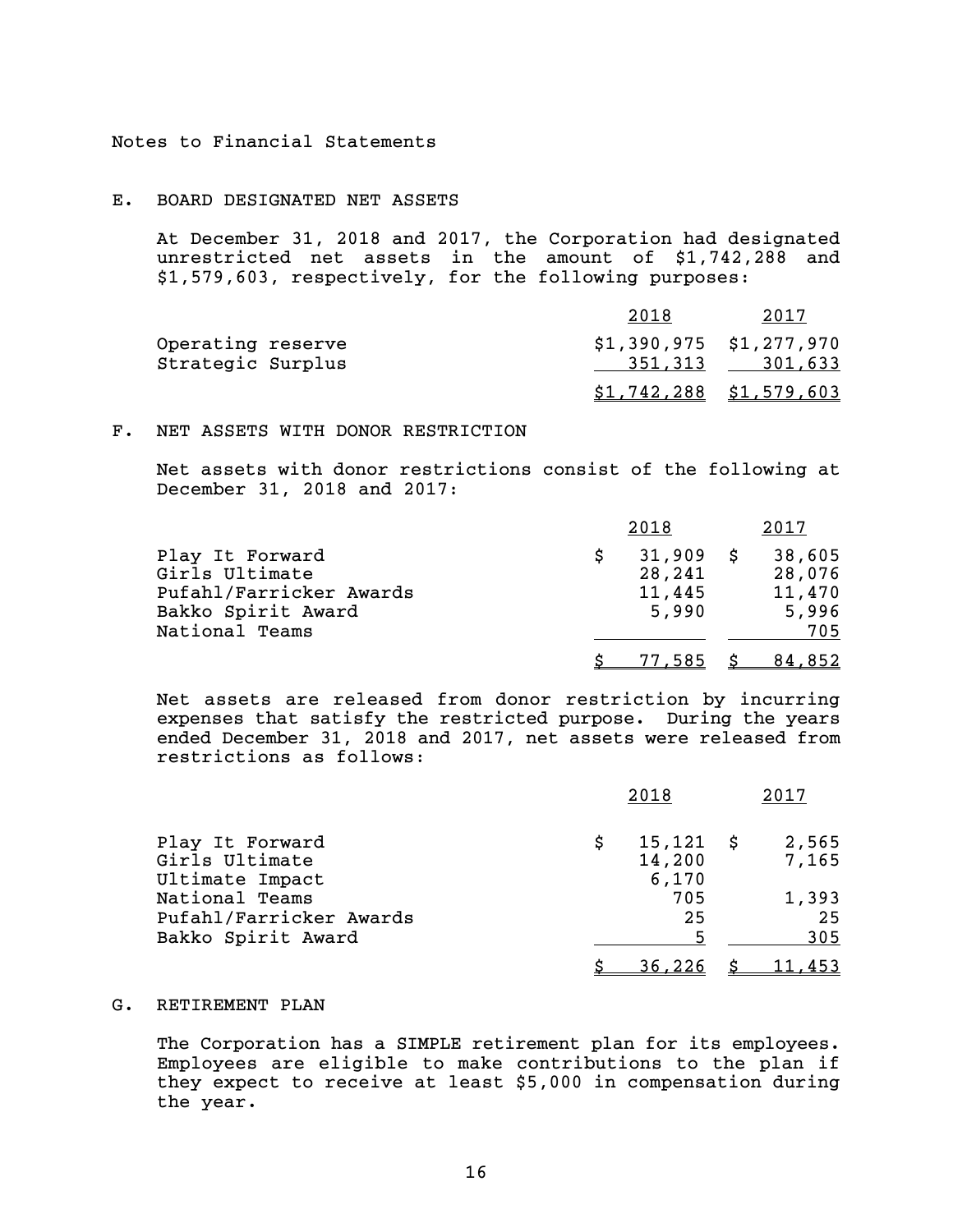Notes to Financial Statements

## E. BOARD DESIGNATED NET ASSETS

At December 31, 2018 and 2017, the Corporation had designated unrestricted net assets in the amount of $1,742,288 and $1,579,603, respectively, for the following purposes:

| | 2018 | 2017 |
|---|---|---|
| Operating reserve | $1,390,975 | $1,277,970 |
| Strategic Surplus | 351,313 | 301,633 |
| | $1,742,288 | $1,579,603 |

## F. NET ASSETS WITH DONOR RESTRICTION

Net assets with donor restrictions consist of the following at December 31, 2018 and 2017:

| | 2018 | 2017 |
|---|---|---|
| Play It Forward | $ 31,909 | $ 38,605 |
| Girls Ultimate | 28,241 | 28,076 |
| Pufahl/Farricker Awards | 11,445 | 11,470 |
| Bakko Spirit Award | 5,990 | 5,996 |
| National Teams | | 705 |
| | $ 77,585 | $ 84,852 |

Net assets are released from donor restriction by incurring expenses that satisfy the restricted purpose. During the years ended December 31, 2018 and 2017, net assets were released from restrictions as follows:

| | 2018 | 2017 |
|---|---|---|
| Play It Forward | $ 15,121 | $ 2,565 |
| Girls Ultimate | 14,200 | 7,165 |
| Ultimate Impact | 6,170 | |
| National Teams | 705 | 1,393 |
| Pufahl/Farricker Awards | 25 | 25 |
| Bakko Spirit Award | 5 | 305 |
| | $ 36,226 | $ 11,453 |

## G. RETIREMENT PLAN

The Corporation has a SIMPLE retirement plan for its employees. Employees are eligible to make contributions to the plan if they expect to receive at least $5,000 in compensation during the year.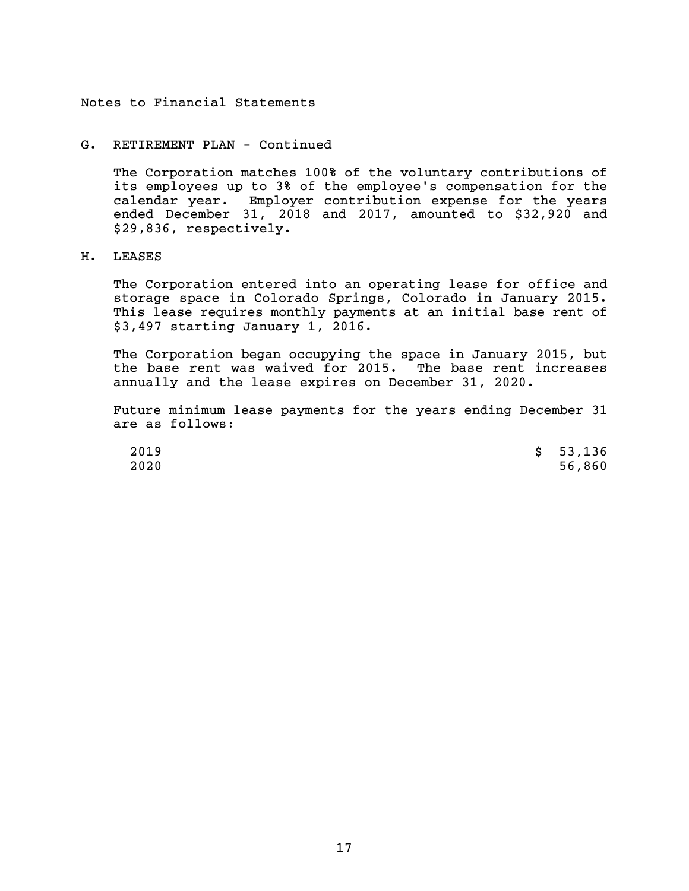Notes to Financial Statements

## G. RETIREMENT PLAN - Continued

The Corporation matches 100% of the voluntary contributions of its employees up to 3% of the employee's compensation for the calendar year. Employer contribution expense for the years ended December 31, 2018 and 2017, amounted to $32,920 and $29,836, respectively.

## H. LEASES

The Corporation entered into an operating lease for office and storage space in Colorado Springs, Colorado in January 2015. This lease requires monthly payments at an initial base rent of $3,497 starting January 1, 2016.

The Corporation began occupying the space in January 2015, but the base rent was waived for 2015. The base rent increases annually and the lease expires on December 31, 2020.

Future minimum lease payments for the years ending December 31 are as follows:

| | |
|---|---|
| 2019 | $ 53,136 |
| 2020 | 56,860 |